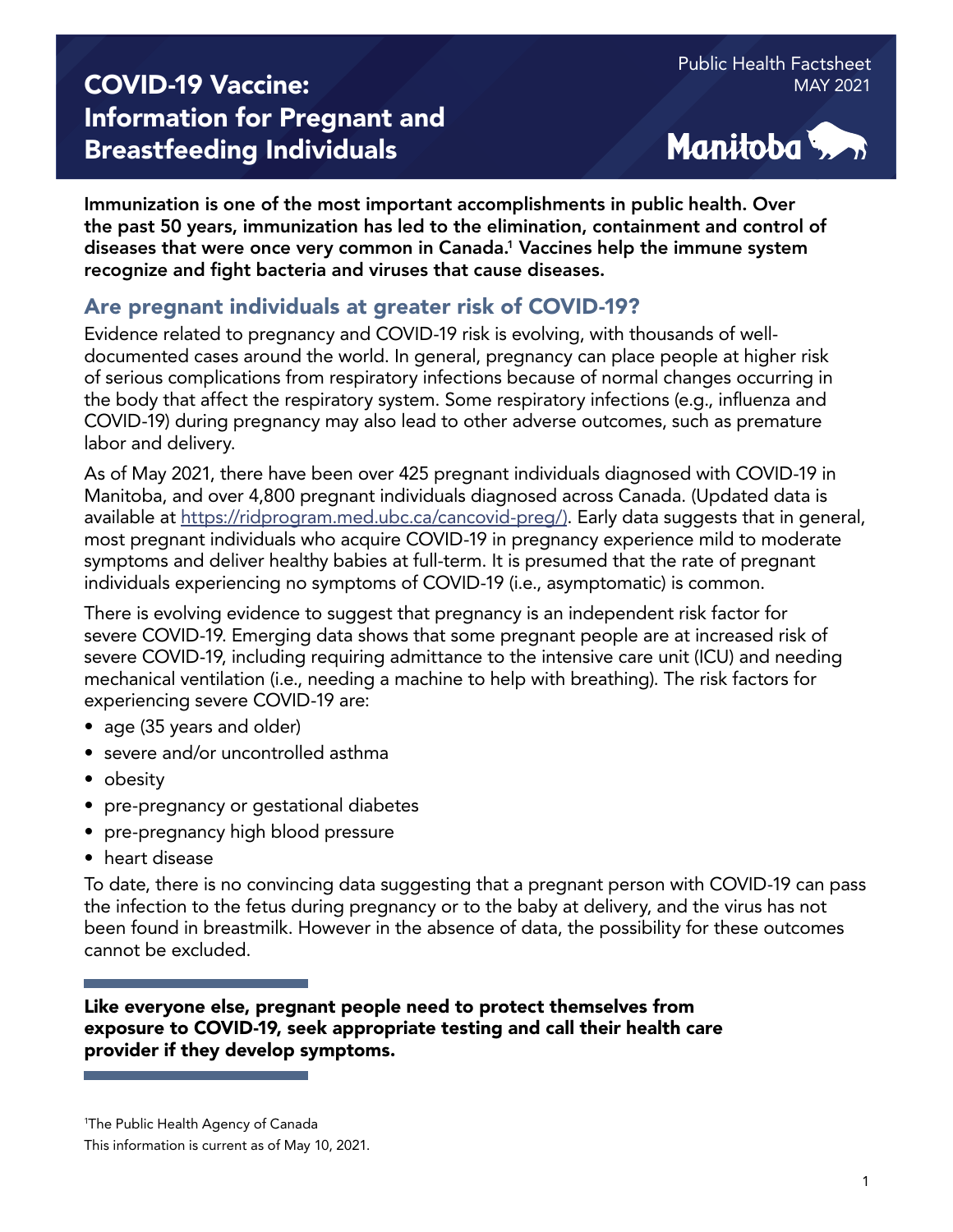Public Health Factsheet
MAY 2021

# COVID-19 Vaccine: Information for Pregnant and Breastfeeding Individuals

Manitoba

**Immunization is one of the most important accomplishments in public health. Over the past 50 years, immunization has led to the elimination, containment and control of diseases that were once very common in Canada.[1] Vaccines help the immune system recognize and fight bacteria and viruses that cause diseases.**

## Are pregnant individuals at greater risk of COVID-19?

Evidence related to pregnancy and COVID-19 risk is evolving, with thousands of well-documented cases around the world. In general, pregnancy can place people at higher risk of serious complications from respiratory infections because of normal changes occurring in the body that affect the respiratory system. Some respiratory infections (e.g., influenza and COVID-19) during pregnancy may also lead to other adverse outcomes, such as premature labor and delivery.

As of May 2021, there have been over 425 pregnant individuals diagnosed with COVID-19 in Manitoba, and over 4,800 pregnant individuals diagnosed across Canada. (Updated data is available at https://ridprogram.med.ubc.ca/cancovid-preg/). Early data suggests that in general, most pregnant individuals who acquire COVID-19 in pregnancy experience mild to moderate symptoms and deliver healthy babies at full-term. It is presumed that the rate of pregnant individuals experiencing no symptoms of COVID-19 (i.e., asymptomatic) is common.

There is evolving evidence to suggest that pregnancy is an independent risk factor for severe COVID-19. Emerging data shows that some pregnant people are at increased risk of severe COVID-19, including requiring admittance to the intensive care unit (ICU) and needing mechanical ventilation (i.e., needing a machine to help with breathing). The risk factors for experiencing severe COVID-19 are:

- age (35 years and older)
- severe and/or uncontrolled asthma
- obesity
- pre-pregnancy or gestational diabetes
- pre-pregnancy high blood pressure
- heart disease

To date, there is no convincing data suggesting that a pregnant person with COVID-19 can pass the infection to the fetus during pregnancy or to the baby at delivery, and the virus has not been found in breastmilk. However in the absence of data, the possibility for these outcomes cannot be excluded.

**Like everyone else, pregnant people need to protect themselves from exposure to COVID-19, seek appropriate testing and call their health care provider if they develop symptoms.**

[1]The Public Health Agency of Canada

This information is current as of May 10, 2021.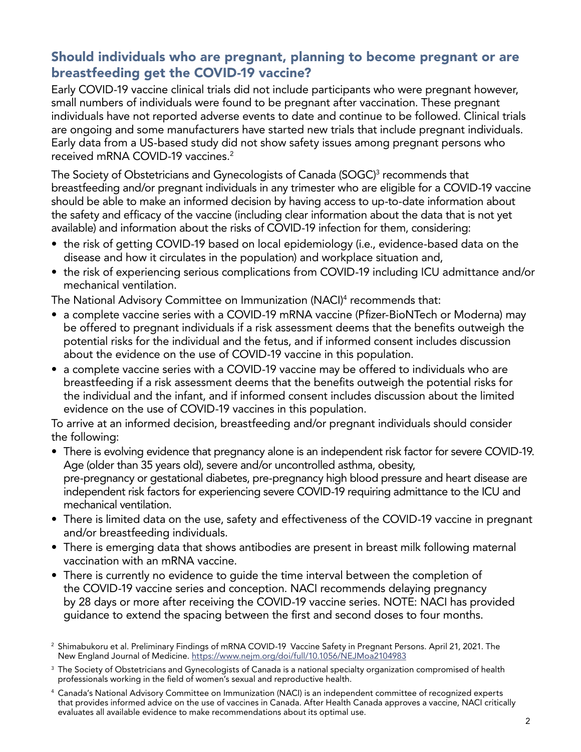## Should individuals who are pregnant, planning to become pregnant or are breastfeeding get the COVID-19 vaccine?

Early COVID-19 vaccine clinical trials did not include participants who were pregnant however, small numbers of individuals were found to be pregnant after vaccination. These pregnant individuals have not reported adverse events to date and continue to be followed. Clinical trials are ongoing and some manufacturers have started new trials that include pregnant individuals. Early data from a US-based study did not show safety issues among pregnant persons who received mRNA COVID-19 vaccines.[2]

The Society of Obstetricians and Gynecologists of Canada (SOGC)[3] recommends that breastfeeding and/or pregnant individuals in any trimester who are eligible for a COVID-19 vaccine should be able to make an informed decision by having access to up-to-date information about the safety and efficacy of the vaccine (including clear information about the data that is not yet available) and information about the risks of COVID-19 infection for them, considering:

- the risk of getting COVID-19 based on local epidemiology (i.e., evidence-based data on the disease and how it circulates in the population) and workplace situation and,
- the risk of experiencing serious complications from COVID-19 including ICU admittance and/or mechanical ventilation.

The National Advisory Committee on Immunization (NACI)[4] recommends that:

- a complete vaccine series with a COVID-19 mRNA vaccine (Pfizer-BioNTech or Moderna) may be offered to pregnant individuals if a risk assessment deems that the benefits outweigh the potential risks for the individual and the fetus, and if informed consent includes discussion about the evidence on the use of COVID-19 vaccine in this population.
- a complete vaccine series with a COVID-19 vaccine may be offered to individuals who are breastfeeding if a risk assessment deems that the benefits outweigh the potential risks for the individual and the infant, and if informed consent includes discussion about the limited evidence on the use of COVID-19 vaccines in this population.

To arrive at an informed decision, breastfeeding and/or pregnant individuals should consider the following:

- There is evolving evidence that pregnancy alone is an independent risk factor for severe COVID-19. Age (older than 35 years old), severe and/or uncontrolled asthma, obesity, pre-pregnancy or gestational diabetes, pre-pregnancy high blood pressure and heart disease are independent risk factors for experiencing severe COVID-19 requiring admittance to the ICU and mechanical ventilation.
- There is limited data on the use, safety and effectiveness of the COVID-19 vaccine in pregnant and/or breastfeeding individuals.
- There is emerging data that shows antibodies are present in breast milk following maternal vaccination with an mRNA vaccine.
- There is currently no evidence to guide the time interval between the completion of the COVID-19 vaccine series and conception. NACI recommends delaying pregnancy by 28 days or more after receiving the COVID-19 vaccine series. NOTE: NACI has provided guidance to extend the spacing between the first and second doses to four months.

[2] Shimabukoru et al. Preliminary Findings of mRNA COVID-19 Vaccine Safety in Pregnant Persons. April 21, 2021. The New England Journal of Medicine. https://www.nejm.org/doi/full/10.1056/NEJMoa2104983

[3] The Society of Obstetricians and Gynecologists of Canada is a national specialty organization compromised of health professionals working in the field of women's sexual and reproductive health.

[4] Canada's National Advisory Committee on Immunization (NACI) is an independent committee of recognized experts that provides informed advice on the use of vaccines in Canada. After Health Canada approves a vaccine, NACI critically evaluates all available evidence to make recommendations about its optimal use.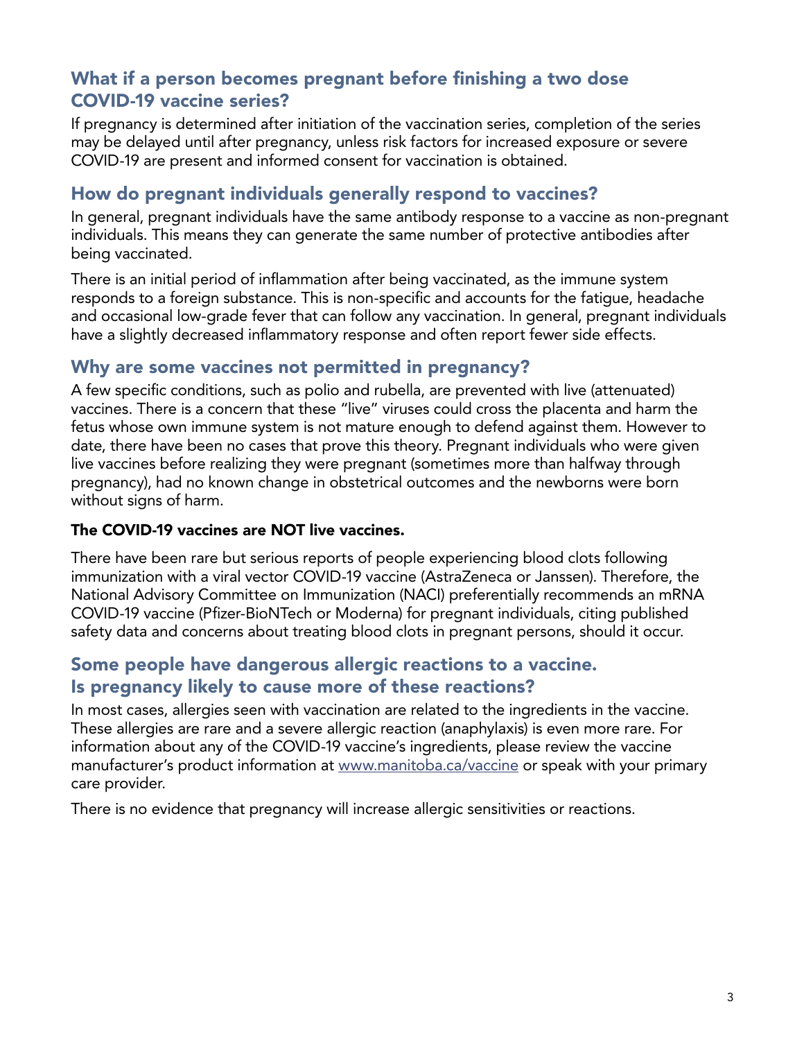## What if a person becomes pregnant before finishing a two dose COVID-19 vaccine series?

If pregnancy is determined after initiation of the vaccination series, completion of the series may be delayed until after pregnancy, unless risk factors for increased exposure or severe COVID-19 are present and informed consent for vaccination is obtained.

## How do pregnant individuals generally respond to vaccines?

In general, pregnant individuals have the same antibody response to a vaccine as non-pregnant individuals. This means they can generate the same number of protective antibodies after being vaccinated.

There is an initial period of inflammation after being vaccinated, as the immune system responds to a foreign substance. This is non-specific and accounts for the fatigue, headache and occasional low-grade fever that can follow any vaccination. In general, pregnant individuals have a slightly decreased inflammatory response and often report fewer side effects.

## Why are some vaccines not permitted in pregnancy?

A few specific conditions, such as polio and rubella, are prevented with live (attenuated) vaccines. There is a concern that these "live" viruses could cross the placenta and harm the fetus whose own immune system is not mature enough to defend against them. However to date, there have been no cases that prove this theory. Pregnant individuals who were given live vaccines before realizing they were pregnant (sometimes more than halfway through pregnancy), had no known change in obstetrical outcomes and the newborns were born without signs of harm.

**The COVID-19 vaccines are NOT live vaccines.**

There have been rare but serious reports of people experiencing blood clots following immunization with a viral vector COVID-19 vaccine (AstraZeneca or Janssen). Therefore, the National Advisory Committee on Immunization (NACI) preferentially recommends an mRNA COVID-19 vaccine (Pfizer-BioNTech or Moderna) for pregnant individuals, citing published safety data and concerns about treating blood clots in pregnant persons, should it occur.

## Some people have dangerous allergic reactions to a vaccine. Is pregnancy likely to cause more of these reactions?

In most cases, allergies seen with vaccination are related to the ingredients in the vaccine. These allergies are rare and a severe allergic reaction (anaphylaxis) is even more rare. For information about any of the COVID-19 vaccine's ingredients, please review the vaccine manufacturer's product information at [www.manitoba.ca/vaccine](www.manitoba.ca/vaccine) or speak with your primary care provider.

There is no evidence that pregnancy will increase allergic sensitivities or reactions.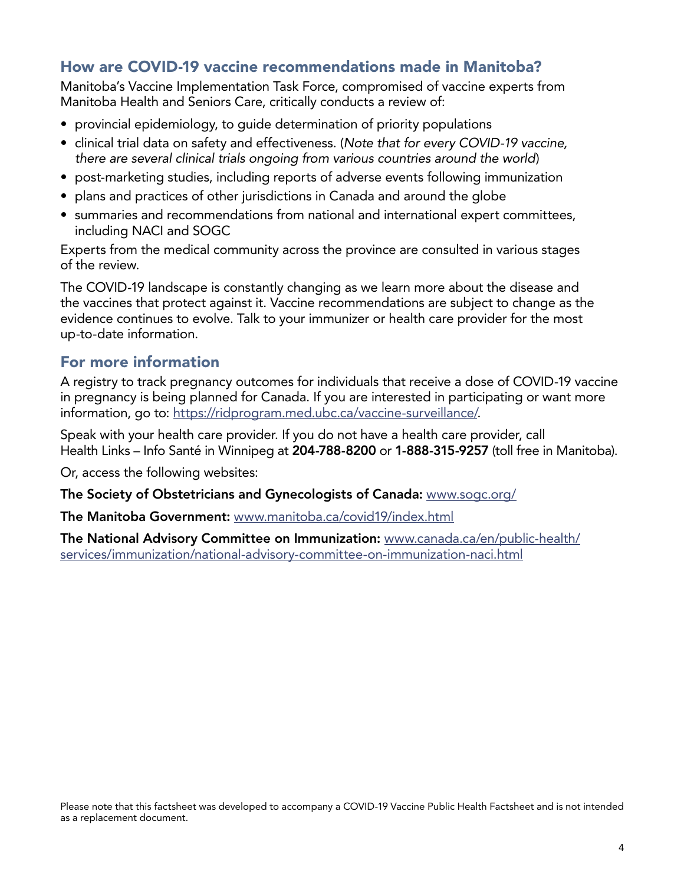## How are COVID-19 vaccine recommendations made in Manitoba?

Manitoba's Vaccine Implementation Task Force, compromised of vaccine experts from Manitoba Health and Seniors Care, critically conducts a review of:

- provincial epidemiology, to guide determination of priority populations
- clinical trial data on safety and effectiveness. (*Note that for every COVID-19 vaccine, there are several clinical trials ongoing from various countries around the world*)
- post-marketing studies, including reports of adverse events following immunization
- plans and practices of other jurisdictions in Canada and around the globe
- summaries and recommendations from national and international expert committees, including NACI and SOGC

Experts from the medical community across the province are consulted in various stages of the review.

The COVID-19 landscape is constantly changing as we learn more about the disease and the vaccines that protect against it. Vaccine recommendations are subject to change as the evidence continues to evolve. Talk to your immunizer or health care provider for the most up-to-date information.

## For more information

A registry to track pregnancy outcomes for individuals that receive a dose of COVID-19 vaccine in pregnancy is being planned for Canada. If you are interested in participating or want more information, go to: https://ridprogram.med.ubc.ca/vaccine-surveillance/.

Speak with your health care provider. If you do not have a health care provider, call Health Links – Info Santé in Winnipeg at **204-788-8200** or **1-888-315-9257** (toll free in Manitoba).

Or, access the following websites:

**The Society of Obstetricians and Gynecologists of Canada:** www.sogc.org/

**The Manitoba Government:** www.manitoba.ca/covid19/index.html

**The National Advisory Committee on Immunization:** www.canada.ca/en/public-health/services/immunization/national-advisory-committee-on-immunization-naci.html

Please note that this factsheet was developed to accompany a COVID-19 Vaccine Public Health Factsheet and is not intended as a replacement document.